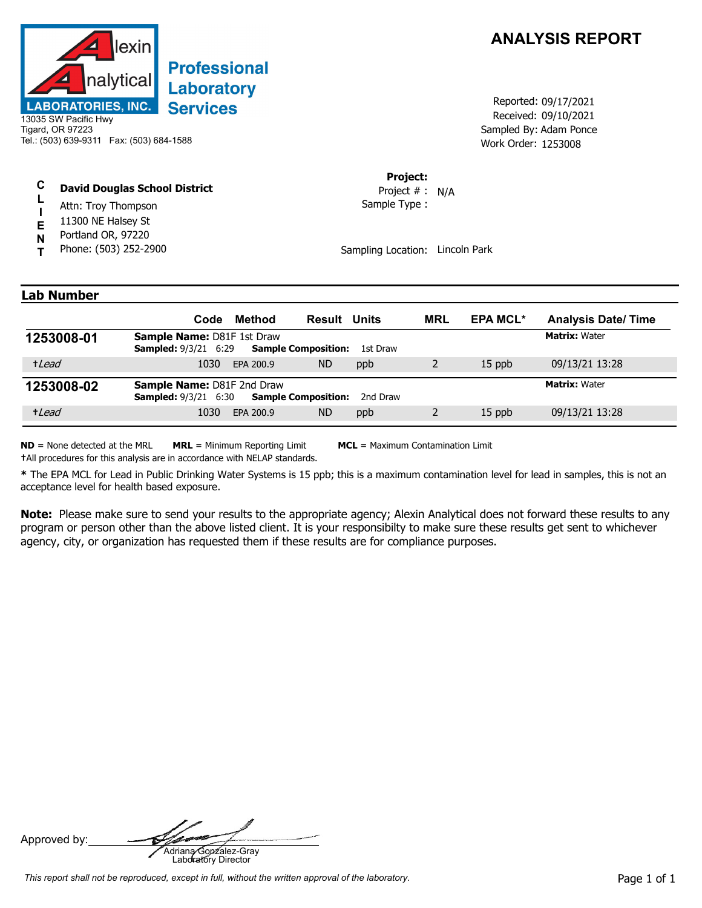Alexin Analytical LABORATORIES, INC.

**Professional Laboratory Services**

13035 SW Pacific Hwy
Tigard, OR 97223
Tel.: (503) 639-9311 Fax: (503) 684-1588

# ANALYSIS REPORT

Reported: 09/17/2021
Received: 09/10/2021
Sampled By: Adam Ponce
Work Order: 1253008

**CLIENT**

**David Douglas School District**
Attn: Troy Thompson
11300 NE Halsey St
Portland OR, 97220
Phone: (503) 252-2900

**Project:**
Project # : N/A
Sample Type :

Sampling Location: Lincoln Park

## Lab Number

| Lab Number | Code | Method | Result | Units | MRL | EPA MCL* | Analysis Date/ Time |
|---|---|---|---|---|---|---|---|
| **1253008-01** | **Sample Name:** D81F 1st Draw<br>**Sampled:** 9/3/21 6:29 | | **Sample Composition:** | 1st Draw | | | **Matrix:** Water |
| †*Lead* | 1030 | EPA 200.9 | ND | ppb | 2 | 15 ppb | 09/13/21 13:28 |
| **1253008-02** | **Sample Name:** D81F 2nd Draw<br>**Sampled:** 9/3/21 6:30 | | **Sample Composition:** | 2nd Draw | | | **Matrix:** Water |
| †*Lead* | 1030 | EPA 200.9 | ND | ppb | 2 | 15 ppb | 09/13/21 13:28 |

**ND** = None detected at the MRL **MRL** = Minimum Reporting Limit **MCL** = Maximum Contamination Limit
†All procedures for this analysis are in accordance with NELAP standards.

**\*** The EPA MCL for Lead in Public Drinking Water Systems is 15 ppb; this is a maximum contamination level for lead in samples, this is not an acceptance level for health based exposure.

**Note:** Please make sure to send your results to the appropriate agency; Alexin Analytical does not forward these results to any program or person other than the above listed client. It is your responsibilty to make sure these results get sent to whichever agency, city, or organization has requested them if these results are for compliance purposes.

Approved by: Adriana Gonzalez-Gray
Laboratory Director

*This report shall not be reproduced, except in full, without the written approval of the laboratory.*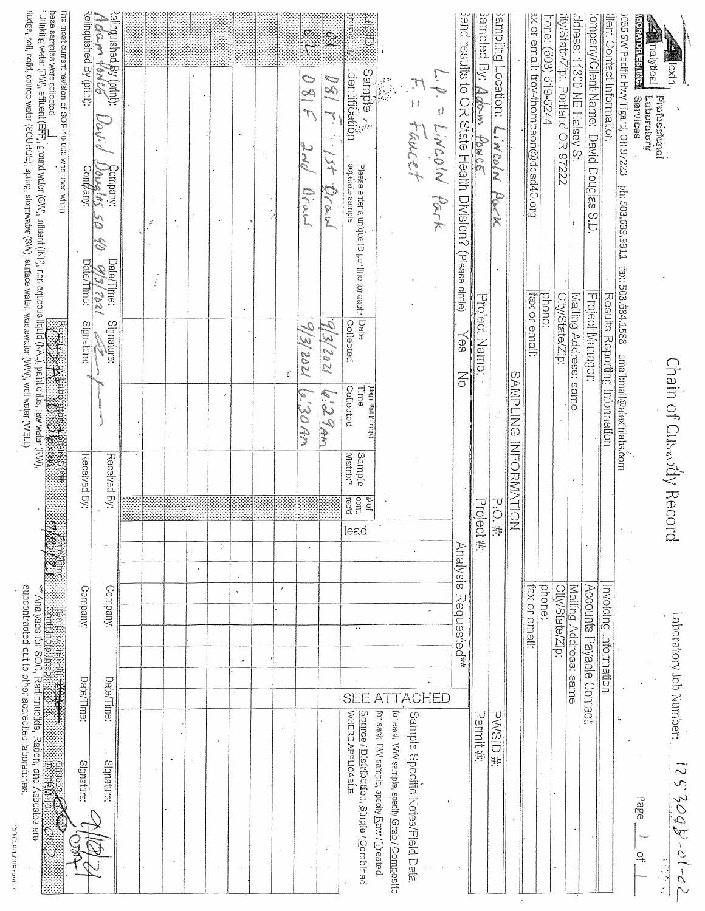# Chain of Custody Record

Laboratory Job Number: 1252098-01-02

Page 1 of 1

**Alexin Analytical Laboratory Services**
Professional Laboratory Services

9035 SW Pacific Hwy Tigard, OR 97223 ph: 503.639.9311 fax: 503.684.1588 email: mail@alexinlabs.com

| Client Contact Information | Results Reporting Information | Invoicing Information |
|---|---|---|
| Company/Client Name: David Douglas S.D. | Project Manager: | Accounts Payable Contact: |
| Address: 11300 NE Halsey St | Mailing Address: same | Mailing Address: same |
| City/State/Zip: Portland OR 97222 | City/State/Zip: | City/State/Zip: |
| Phone: (503) 519-5244 | phone: | phone: |
| Fax or email: troy-thompson@ddsd40.org | fax or email: | fax or email: |

## SAMPLING INFORMATION

Sampling Location: Lincoln Park — P.O. #: — PWSID #:

Sampled By: Adam Powce — Project Name: — Project #: — Permit #:

Send results to OR State Health Division? (Please circle) Yes No

L.P. = Lincoln Park
F. = Faucet

| Lab ID (lab use only) | Sample Identification (Please enter a unique ID per line for each separate sample) | Date Collected | Time Collected (Begin-End if comp.) | Sample Matrix* | # of cont. rec'd | Analysis Requested**: lead | Sample Specific Notes/Field Data |
|---|---|---|---|---|---|---|---|
| 01 | 081 F 1st Draw | 9/3/2021 | 6:29 AM | | | | SEE ATTACHED |
| 02 | 081 F 2nd Draw | 9/3/2021 | 6:30 AM | | | | |

Sample Specific Notes/Field Data: for each WW sample, specify Grab / Composite; for each DW sample, specify Raw / Treated, Source / Distribution, Single / Combined WHERE APPLICABLE

| | | | | | | | |
|---|---|---|---|---|---|---|---|
| Relinquished By (print): Adam Powce | Company: David Douglas SD 40 | Date/Time: 9/3/2021 | Signature: | Received By: | Company: | Date/Time: | Signature: |
| Relinquished By (print): | Company: | Date/Time: | Signature: | Received By: | Company: | Date/Time: | Signature: |

Received by Laboratory: 10:31 am — Date/Time: 9/10/21 — 9/10/21 0:34

The most current revision of SOP-10-003 was used when these samples were collected ☐

*Drinking water (DW), effluent (EFF), ground water (GW), influent (INF), non-aqueous liquid (NAL), paint chips, raw water (RW), sludge, soil, solid, source water (SOURCE), spring, stormwater (SW), surface water, wastewater (WW), well water (WELL)

** Analyses for SOC, Radionuclide, Radon, and Asbestos are subcontracted out to other accredited laboratories.